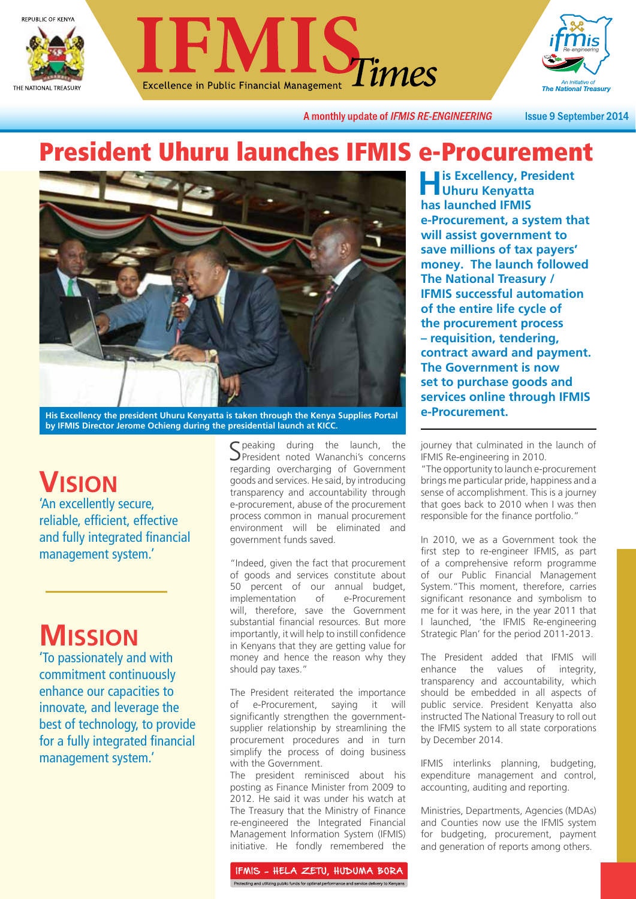REPUBLIC OF KENYA

THE NATIONAL TREASURY

# IFMIS Times

Excellence in Public Financial Management

A monthly update of *IFMIS RE-ENGINEERING* — Issue 9 September 2014

# President Uhuru launches IFMIS e-Procurement

His Excellency the president Uhuru Kenyatta is taken through the Kenya Supplies Portal by IFMIS Director Jerome Ochieng during the presidential launch at KICC.

**His Excellency, President Uhuru Kenyatta has launched IFMIS e-Procurement, a system that will assist government to save millions of tax payers' money. The launch followed The National Treasury / IFMIS successful automation of the entire life cycle of the procurement process – requisition, tendering, contract award and payment. The Government is now set to purchase goods and services online through IFMIS e-Procurement.**

## Vision

'An excellently secure, reliable, efficient, effective and fully integrated financial management system.'

## Mission

'To passionately and with commitment continuously enhance our capacities to innovate, and leverage the best of technology, to provide for a fully integrated financial management system.'

Speaking during the launch, the President noted Wananchi's concerns regarding overcharging of Government goods and services. He said, by introducing transparency and accountability through e-procurement, abuse of the procurement process common in manual procurement environment will be eliminated and government funds saved.

"Indeed, given the fact that procurement of goods and services constitute about 50 percent of our annual budget, implementation of e-Procurement will, therefore, save the Government substantial financial resources. But more importantly, it will help to instill confidence in Kenyans that they are getting value for money and hence the reason why they should pay taxes."

The President reiterated the importance of e-Procurement, saying it will significantly strengthen the government-supplier relationship by streamlining the procurement procedures and in turn simplify the process of doing business with the Government.

The president reminisced about his posting as Finance Minister from 2009 to 2012. He said it was under his watch at The Treasury that the Ministry of Finance re-engineered the Integrated Financial Management Information System (IFMIS) initiative. He fondly remembered the journey that culminated in the launch of IFMIS Re-engineering in 2010.

"The opportunity to launch e-procurement brings me particular pride, happiness and a sense of accomplishment. This is a journey that goes back to 2010 when I was then responsible for the finance portfolio."

In 2010, we as a Government took the first step to re-engineer IFMIS, as part of a comprehensive reform programme of our Public Financial Management System."This moment, therefore, carries significant resonance and symbolism to me for it was here, in the year 2011 that I launched, 'the IFMIS Re-engineering Strategic Plan' for the period 2011-2013.

The President added that IFMIS will enhance the values of integrity, transparency and accountability, which should be embedded in all aspects of public service. President Kenyatta also instructed The National Treasury to roll out the IFMIS system to all state corporations by December 2014.

IFMIS interlinks planning, budgeting, expenditure management and control, accounting, auditing and reporting.

Ministries, Departments, Agencies (MDAs) and Counties now use the IFMIS system for budgeting, procurement, payment and generation of reports among others.

IFMIS - HELA ZETU, HUDUMA BORA

Protecting and utilizing public funds for optimal performance and service delivery to Kenyans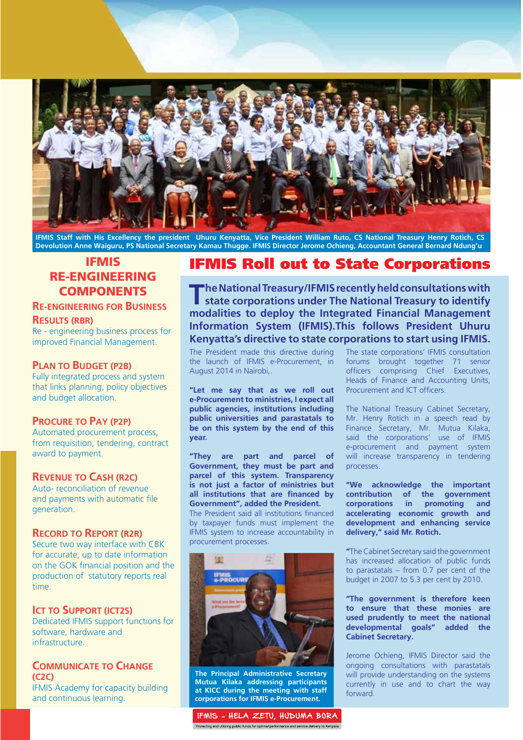IFMIS Staff with His Excellency the president Uhuru Kenyatta, Vice President William Ruto, CS National Treasury Henry Rotich, CS Devolution Anne Waiguru, PS National Secretary Kamau Thugge. IFMIS Director Jerome Ochieng, Accountant General Bernard Ndung'u

## IFMIS RE-ENGINEERING COMPONENTS

### RE-ENGINEERING FOR BUSINESS RESULTS (RBR)

Re - engineering business process for improved Financial Management.

### PLAN TO BUDGET (P2B)

Fully integrated process and system that links planning, policy objectives and budget allocation.

### PROCURE TO PAY (P2P)

Automated procurement process, from requisition, tendering, contract award to payment.

### REVENUE TO CASH (R2C)

Auto- reconciliation of revenue and payments with automatic file generation.

### RECORD TO REPORT (R2R)

Secure two way interface with CBK for accurate, up to date information on the GOK financial position and the production of statutory reports real time.

### ICT TO SUPPORT (ICT2S)

Dedicated IFMIS support functions for software, hardware and infrastructure.

### COMMUNICATE TO CHANGE (C2C)

IFMIS Academy for capacity building and continuous learning.

# IFMIS Roll out to State Corporations

**The National Treasury/IFMIS recently held consultations with state corporations under The National Treasury to identify modalities to deploy the Integrated Financial Management Information System (IFMIS).This follows President Uhuru Kenyatta's directive to state corporations to start using IFMIS.**

The President made this directive during the launch of IFMIS e-Procurement, in August 2014 in Nairobi,.

**"Let me say that as we roll out e-Procurement to ministries, I expect all public agencies, institutions including public universities and parastatals to be on this system by the end of this year.**

**"They are part and parcel of Government, they must be part and parcel of this system. Transparency is not just a factor of ministries but all institutions that are financed by Government", added the President.**

The President said all institutions financed by taxpayer funds must implement the IFMIS system to increase accountability in procurement processes.

The Principal Administrative Secretary Mutua Kilaka addressing participants at KICC during the meeting with staff corporations for IFMIS e-Procurement.

The state corporations' IFMIS consultation forums brought together 71 senior officers comprising Chief Executives, Heads of Finance and Accounting Units, Procurement and ICT officers.

The National Treasury Cabinet Secretary, Mr. Henry Rotich in a speech read by Finance Secretary, Mr. Mutua Kilaka, said the corporations' use of IFMIS e-procurement and payment system will increase transparency in tendering processes.

**"We acknowledge the important contribution of the government corporations in promoting and accelerating economic growth and development and enhancing service delivery," said Mr. Rotich.**

"The Cabinet Secretary said the government has increased allocation of public funds to parastatals – from 0.7 per cent of the budget in 2007 to 5.3 per cent by 2010.

**"The government is therefore keen to ensure that these monies are used prudently to meet the national developmental goals" added the Cabinet Secretary.**

Jerome Ochieng, IFMIS Director said the ongoing consultations with parastatals will provide understanding on the systems currently in use and to chart the way forward.